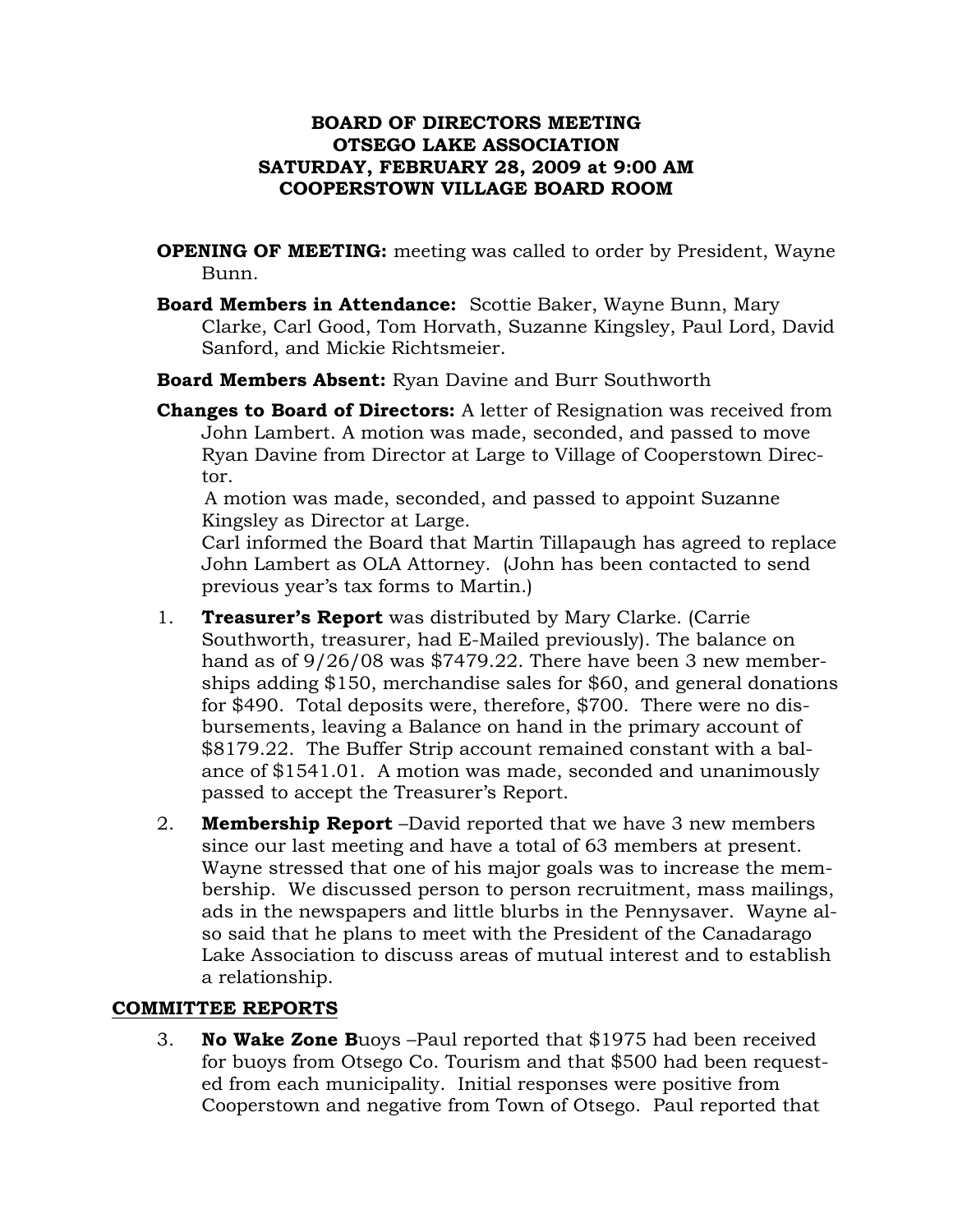**BOARD OF DIRECTORS MEETING**
**OTSEGO LAKE ASSOCIATION**
**SATURDAY, FEBRUARY 28, 2009 at 9:00 AM**
**COOPERSTOWN VILLAGE BOARD ROOM**

**OPENING OF MEETING:** meeting was called to order by President, Wayne Bunn.

**Board Members in Attendance:** Scottie Baker, Wayne Bunn, Mary Clarke, Carl Good, Tom Horvath, Suzanne Kingsley, Paul Lord, David Sanford, and Mickie Richtsmeier.

**Board Members Absent:** Ryan Davine and Burr Southworth

**Changes to Board of Directors:** A letter of Resignation was received from John Lambert. A motion was made, seconded, and passed to move Ryan Davine from Director at Large to Village of Cooperstown Director.
A motion was made, seconded, and passed to appoint Suzanne Kingsley as Director at Large.
Carl informed the Board that Martin Tillapaugh has agreed to replace John Lambert as OLA Attorney. (John has been contacted to send previous year's tax forms to Martin.)

1. **Treasurer's Report** was distributed by Mary Clarke. (Carrie Southworth, treasurer, had E-Mailed previously). The balance on hand as of 9/26/08 was $7479.22. There have been 3 new memberships adding $150, merchandise sales for $60, and general donations for $490. Total deposits were, therefore, $700. There were no disbursements, leaving a Balance on hand in the primary account of $8179.22. The Buffer Strip account remained constant with a balance of $1541.01. A motion was made, seconded and unanimously passed to accept the Treasurer's Report.

2. **Membership Report** –David reported that we have 3 new members since our last meeting and have a total of 63 members at present. Wayne stressed that one of his major goals was to increase the membership. We discussed person to person recruitment, mass mailings, ads in the newspapers and little blurbs in the Pennysaver. Wayne also said that he plans to meet with the President of the Canadarago Lake Association to discuss areas of mutual interest and to establish a relationship.

## COMMITTEE REPORTS

3. **No Wake Zone B**uoys –Paul reported that $1975 had been received for buoys from Otsego Co. Tourism and that $500 had been requested from each municipality. Initial responses were positive from Cooperstown and negative from Town of Otsego. Paul reported that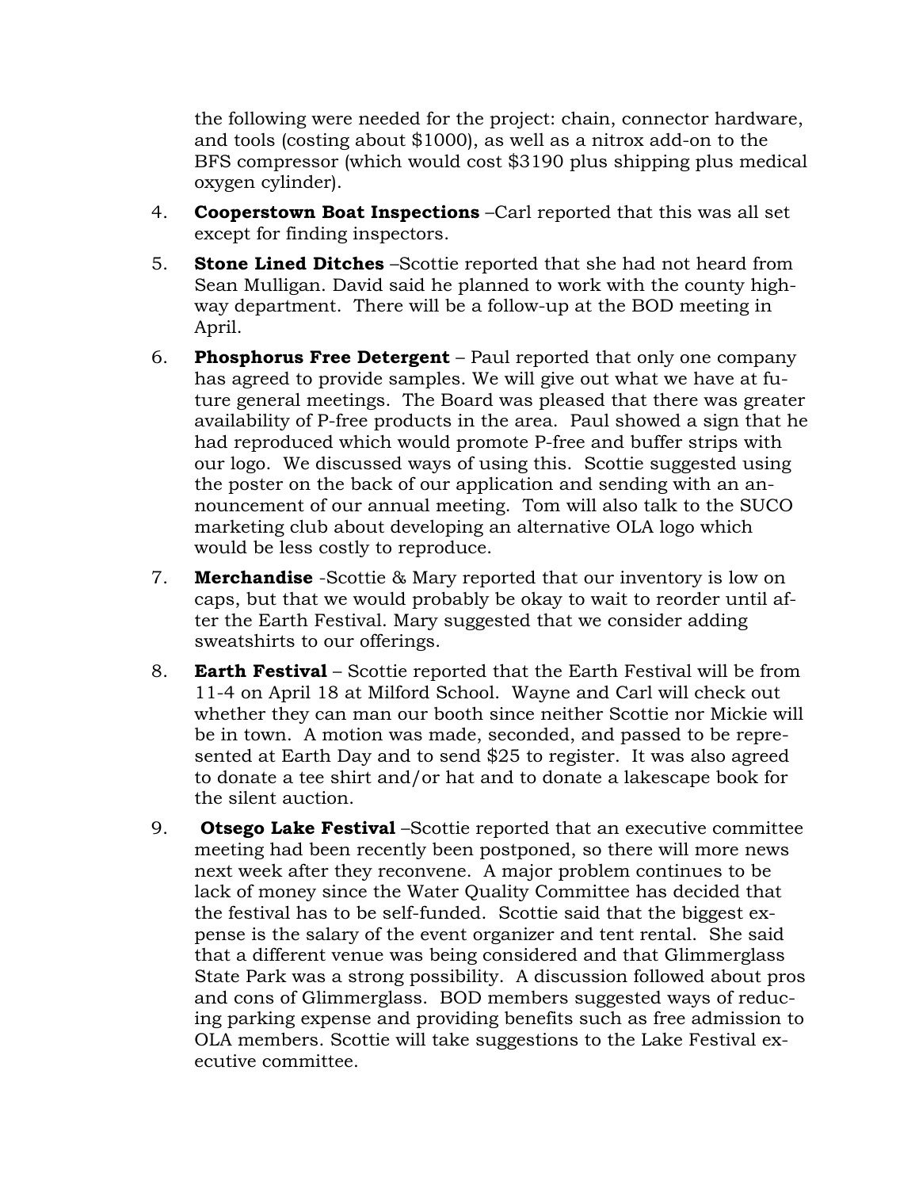the following were needed for the project: chain, connector hardware, and tools (costing about $1000), as well as a nitrox add-on to the BFS compressor (which would cost $3190 plus shipping plus medical oxygen cylinder).

4. **Cooperstown Boat Inspections** –Carl reported that this was all set except for finding inspectors.

5. **Stone Lined Ditches** –Scottie reported that she had not heard from Sean Mulligan. David said he planned to work with the county highway department. There will be a follow-up at the BOD meeting in April.

6. **Phosphorus Free Detergent** – Paul reported that only one company has agreed to provide samples. We will give out what we have at future general meetings. The Board was pleased that there was greater availability of P-free products in the area. Paul showed a sign that he had reproduced which would promote P-free and buffer strips with our logo. We discussed ways of using this. Scottie suggested using the poster on the back of our application and sending with an announcement of our annual meeting. Tom will also talk to the SUCO marketing club about developing an alternative OLA logo which would be less costly to reproduce.

7. **Merchandise** -Scottie & Mary reported that our inventory is low on caps, but that we would probably be okay to wait to reorder until after the Earth Festival. Mary suggested that we consider adding sweatshirts to our offerings.

8. **Earth Festival** – Scottie reported that the Earth Festival will be from 11-4 on April 18 at Milford School. Wayne and Carl will check out whether they can man our booth since neither Scottie nor Mickie will be in town. A motion was made, seconded, and passed to be represented at Earth Day and to send $25 to register. It was also agreed to donate a tee shirt and/or hat and to donate a lakescape book for the silent auction.

9. **Otsego Lake Festival** –Scottie reported that an executive committee meeting had been recently been postponed, so there will more news next week after they reconvene. A major problem continues to be lack of money since the Water Quality Committee has decided that the festival has to be self-funded. Scottie said that the biggest expense is the salary of the event organizer and tent rental. She said that a different venue was being considered and that Glimmerglass State Park was a strong possibility. A discussion followed about pros and cons of Glimmerglass. BOD members suggested ways of reducing parking expense and providing benefits such as free admission to OLA members. Scottie will take suggestions to the Lake Festival executive committee.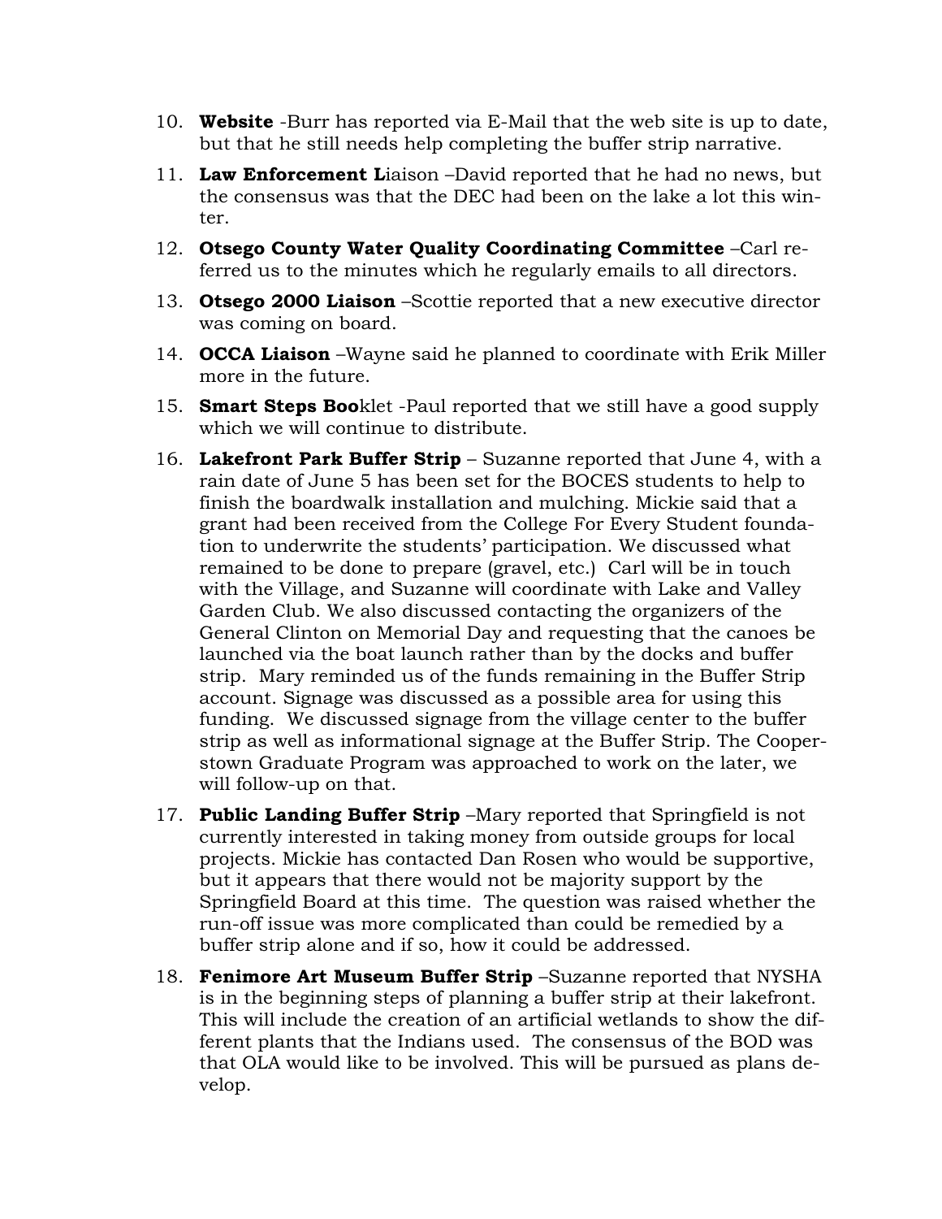10. **Website** -Burr has reported via E-Mail that the web site is up to date, but that he still needs help completing the buffer strip narrative.
11. **Law Enforcement L**iaison –David reported that he had no news, but the consensus was that the DEC had been on the lake a lot this winter.
12. **Otsego County Water Quality Coordinating Committee** –Carl referred us to the minutes which he regularly emails to all directors.
13. **Otsego 2000 Liaison** –Scottie reported that a new executive director was coming on board.
14. **OCCA Liaison** –Wayne said he planned to coordinate with Erik Miller more in the future.
15. **Smart Steps Boo**klet -Paul reported that we still have a good supply which we will continue to distribute.
16. **Lakefront Park Buffer Strip** – Suzanne reported that June 4, with a rain date of June 5 has been set for the BOCES students to help to finish the boardwalk installation and mulching. Mickie said that a grant had been received from the College For Every Student foundation to underwrite the students' participation. We discussed what remained to be done to prepare (gravel, etc.) Carl will be in touch with the Village, and Suzanne will coordinate with Lake and Valley Garden Club. We also discussed contacting the organizers of the General Clinton on Memorial Day and requesting that the canoes be launched via the boat launch rather than by the docks and buffer strip. Mary reminded us of the funds remaining in the Buffer Strip account. Signage was discussed as a possible area for using this funding. We discussed signage from the village center to the buffer strip as well as informational signage at the Buffer Strip. The Cooperstown Graduate Program was approached to work on the later, we will follow-up on that.
17. **Public Landing Buffer Strip** –Mary reported that Springfield is not currently interested in taking money from outside groups for local projects. Mickie has contacted Dan Rosen who would be supportive, but it appears that there would not be majority support by the Springfield Board at this time. The question was raised whether the run-off issue was more complicated than could be remedied by a buffer strip alone and if so, how it could be addressed.
18. **Fenimore Art Museum Buffer Strip** –Suzanne reported that NYSHA is in the beginning steps of planning a buffer strip at their lakefront. This will include the creation of an artificial wetlands to show the different plants that the Indians used. The consensus of the BOD was that OLA would like to be involved. This will be pursued as plans develop.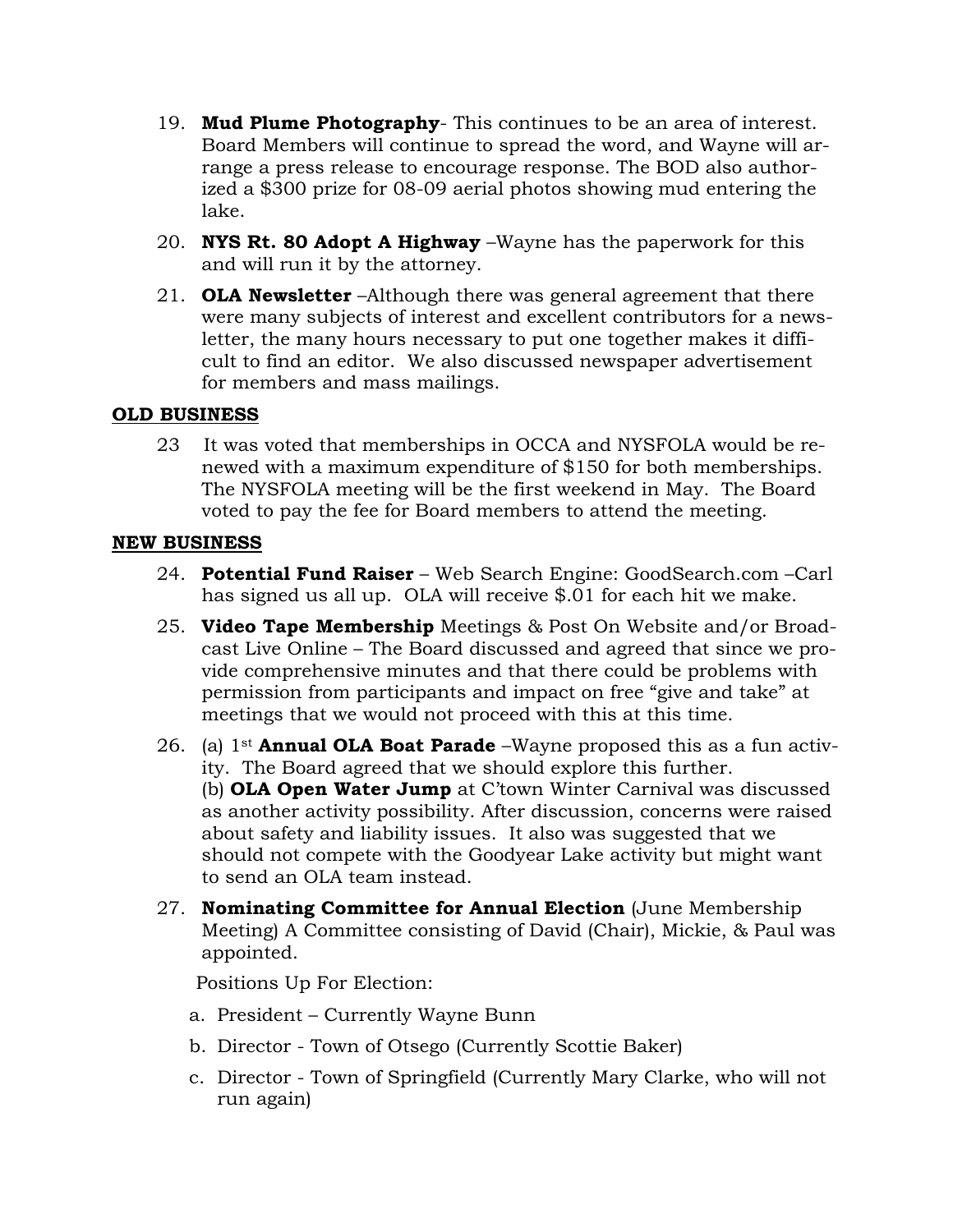19. **Mud Plume Photography**- This continues to be an area of interest. Board Members will continue to spread the word, and Wayne will arrange a press release to encourage response. The BOD also authorized a $300 prize for 08-09 aerial photos showing mud entering the lake.

20. **NYS Rt. 80 Adopt A Highway** –Wayne has the paperwork for this and will run it by the attorney.

21. **OLA Newsletter** –Although there was general agreement that there were many subjects of interest and excellent contributors for a newsletter, the many hours necessary to put one together makes it difficult to find an editor. We also discussed newspaper advertisement for members and mass mailings.

**OLD BUSINESS**

23 It was voted that memberships in OCCA and NYSFOLA would be renewed with a maximum expenditure of $150 for both memberships. The NYSFOLA meeting will be the first weekend in May. The Board voted to pay the fee for Board members to attend the meeting.

**NEW BUSINESS**

24. **Potential Fund Raiser** – Web Search Engine: GoodSearch.com –Carl has signed us all up. OLA will receive $.01 for each hit we make.

25. **Video Tape Membership** Meetings & Post On Website and/or Broadcast Live Online – The Board discussed and agreed that since we provide comprehensive minutes and that there could be problems with permission from participants and impact on free "give and take" at meetings that we would not proceed with this at this time.

26. (a) 1st **Annual OLA Boat Parade** –Wayne proposed this as a fun activity. The Board agreed that we should explore this further.
    (b) **OLA Open Water Jump** at C'town Winter Carnival was discussed as another activity possibility. After discussion, concerns were raised about safety and liability issues. It also was suggested that we should not compete with the Goodyear Lake activity but might want to send an OLA team instead.

27. **Nominating Committee for Annual Election** (June Membership Meeting) A Committee consisting of David (Chair), Mickie, & Paul was appointed.

    Positions Up For Election:

    a. President – Currently Wayne Bunn
    b. Director - Town of Otsego (Currently Scottie Baker)
    c. Director - Town of Springfield (Currently Mary Clarke, who will not run again)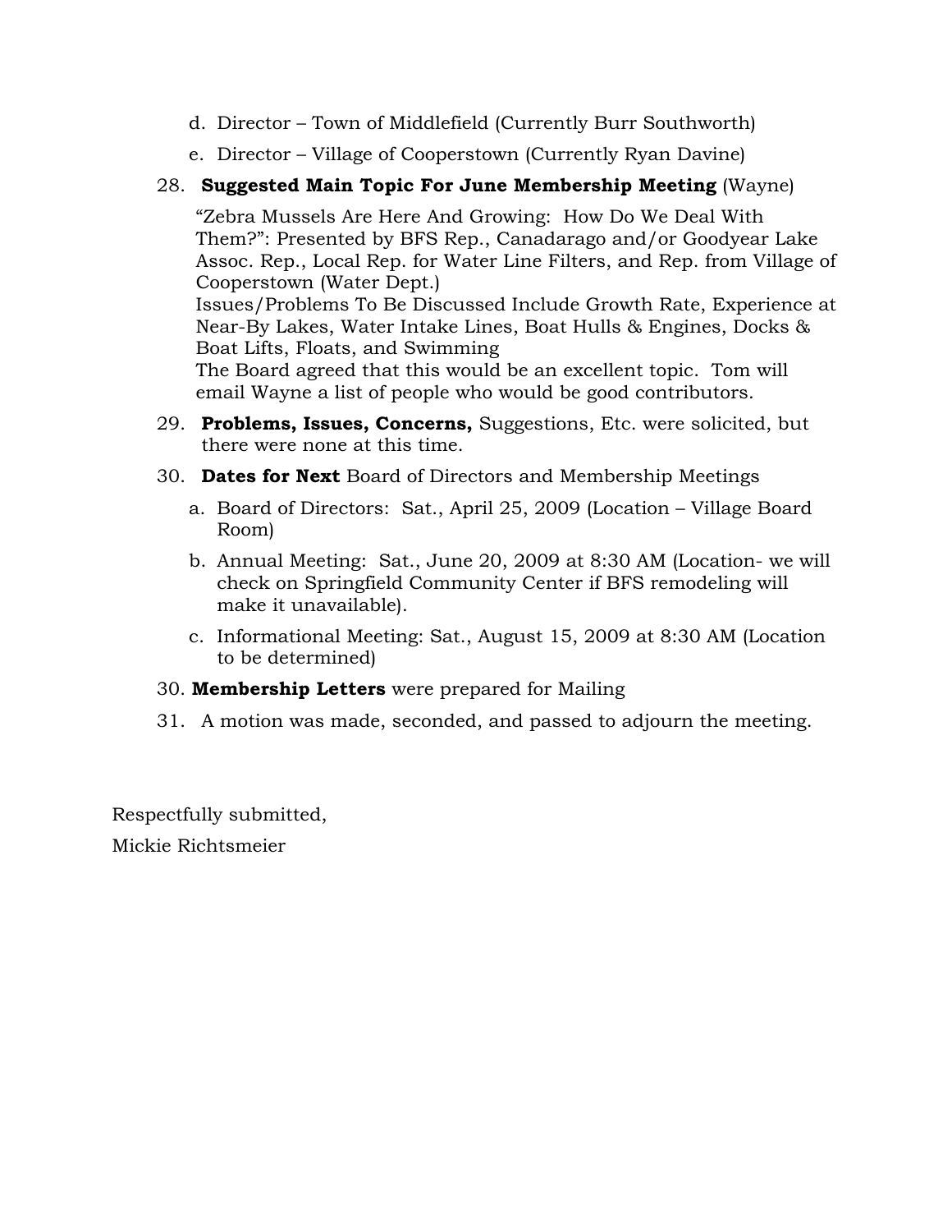d. Director – Town of Middlefield (Currently Burr Southworth)

e. Director – Village of Cooperstown (Currently Ryan Davine)

28. **Suggested Main Topic For June Membership Meeting** (Wayne)

    "Zebra Mussels Are Here And Growing: How Do We Deal With Them?": Presented by BFS Rep., Canadarago and/or Goodyear Lake Assoc. Rep., Local Rep. for Water Line Filters, and Rep. from Village of Cooperstown (Water Dept.)
    Issues/Problems To Be Discussed Include Growth Rate, Experience at Near-By Lakes, Water Intake Lines, Boat Hulls & Engines, Docks & Boat Lifts, Floats, and Swimming
    The Board agreed that this would be an excellent topic. Tom will email Wayne a list of people who would be good contributors.

29. **Problems, Issues, Concerns,** Suggestions, Etc. were solicited, but there were none at this time.

30. **Dates for Next** Board of Directors and Membership Meetings

    a. Board of Directors: Sat., April 25, 2009 (Location – Village Board Room)

    b. Annual Meeting: Sat., June 20, 2009 at 8:30 AM (Location- we will check on Springfield Community Center if BFS remodeling will make it unavailable).

    c. Informational Meeting: Sat., August 15, 2009 at 8:30 AM (Location to be determined)

30. **Membership Letters** were prepared for Mailing

31. A motion was made, seconded, and passed to adjourn the meeting.

Respectfully submitted,

Mickie Richtsmeier